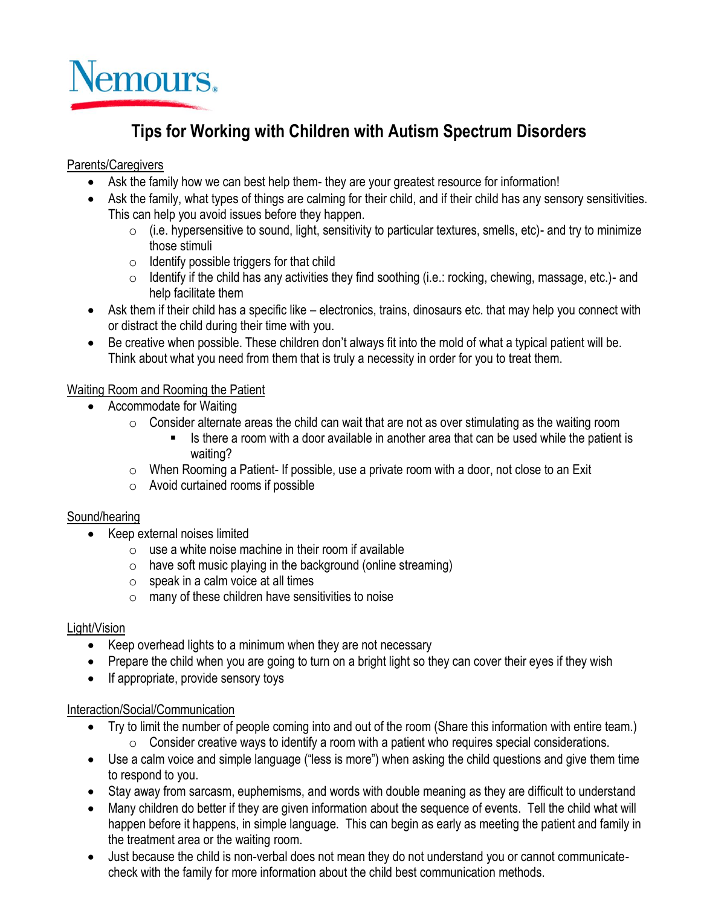Nemours.

# Tips for Working with Children with Autism Spectrum Disorders

Parents/Caregivers

- Ask the family how we can best help them- they are your greatest resource for information!
- Ask the family, what types of things are calming for their child, and if their child has any sensory sensitivities. This can help you avoid issues before they happen.
  - (i.e. hypersensitive to sound, light, sensitivity to particular textures, smells, etc)- and try to minimize those stimuli
  - Identify possible triggers for that child
  - Identify if the child has any activities they find soothing (i.e.: rocking, chewing, massage, etc.)- and help facilitate them
- Ask them if their child has a specific like – electronics, trains, dinosaurs etc. that may help you connect with or distract the child during their time with you.
- Be creative when possible. These children don't always fit into the mold of what a typical patient will be. Think about what you need from them that is truly a necessity in order for you to treat them.

Waiting Room and Rooming the Patient

- Accommodate for Waiting
  - Consider alternate areas the child can wait that are not as over stimulating as the waiting room
    - Is there a room with a door available in another area that can be used while the patient is waiting?
  - When Rooming a Patient- If possible, use a private room with a door, not close to an Exit
  - Avoid curtained rooms if possible

Sound/hearing

- Keep external noises limited
  - use a white noise machine in their room if available
  - have soft music playing in the background (online streaming)
  - speak in a calm voice at all times
  - many of these children have sensitivities to noise

Light/Vision

- Keep overhead lights to a minimum when they are not necessary
- Prepare the child when you are going to turn on a bright light so they can cover their eyes if they wish
- If appropriate, provide sensory toys

Interaction/Social/Communication

- Try to limit the number of people coming into and out of the room (Share this information with entire team.)
  - Consider creative ways to identify a room with a patient who requires special considerations.
- Use a calm voice and simple language ("less is more") when asking the child questions and give them time to respond to you.
- Stay away from sarcasm, euphemisms, and words with double meaning as they are difficult to understand
- Many children do better if they are given information about the sequence of events. Tell the child what will happen before it happens, in simple language. This can begin as early as meeting the patient and family in the treatment area or the waiting room.
- Just because the child is non-verbal does not mean they do not understand you or cannot communicate- check with the family for more information about the child best communication methods.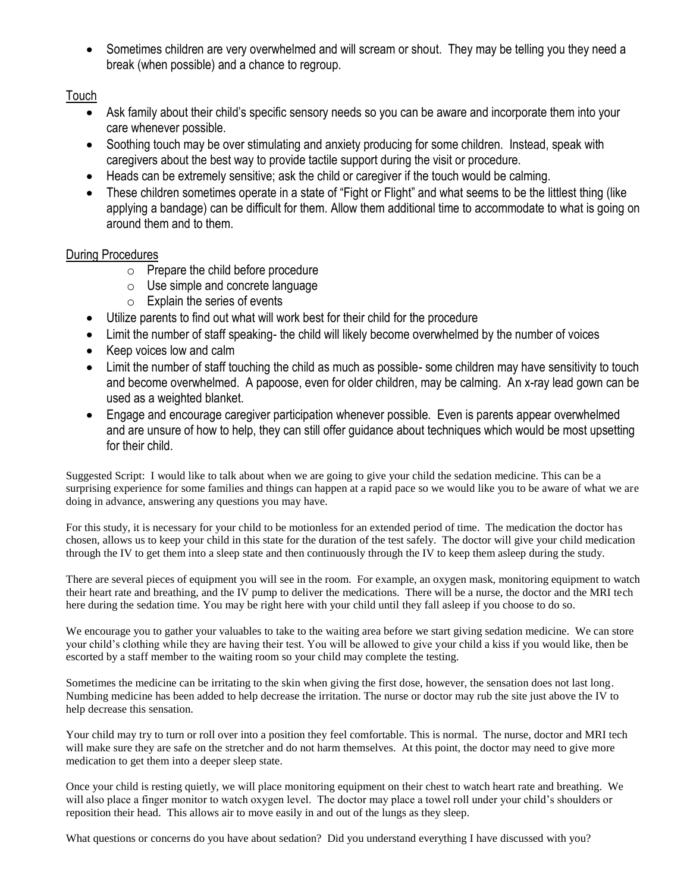- Sometimes children are very overwhelmed and will scream or shout. They may be telling you they need a break (when possible) and a chance to regroup.

Touch

- Ask family about their child's specific sensory needs so you can be aware and incorporate them into your care whenever possible.
- Soothing touch may be over stimulating and anxiety producing for some children. Instead, speak with caregivers about the best way to provide tactile support during the visit or procedure.
- Heads can be extremely sensitive; ask the child or caregiver if the touch would be calming.
- These children sometimes operate in a state of "Fight or Flight" and what seems to be the littlest thing (like applying a bandage) can be difficult for them. Allow them additional time to accommodate to what is going on around them and to them.

During Procedures

  - Prepare the child before procedure
  - Use simple and concrete language
  - Explain the series of events
- Utilize parents to find out what will work best for their child for the procedure
- Limit the number of staff speaking- the child will likely become overwhelmed by the number of voices
- Keep voices low and calm
- Limit the number of staff touching the child as much as possible- some children may have sensitivity to touch and become overwhelmed. A papoose, even for older children, may be calming. An x-ray lead gown can be used as a weighted blanket.
- Engage and encourage caregiver participation whenever possible. Even is parents appear overwhelmed and are unsure of how to help, they can still offer guidance about techniques which would be most upsetting for their child.

Suggested Script: I would like to talk about when we are going to give your child the sedation medicine. This can be a surprising experience for some families and things can happen at a rapid pace so we would like you to be aware of what we are doing in advance, answering any questions you may have.

For this study, it is necessary for your child to be motionless for an extended period of time. The medication the doctor has chosen, allows us to keep your child in this state for the duration of the test safely. The doctor will give your child medication through the IV to get them into a sleep state and then continuously through the IV to keep them asleep during the study.

There are several pieces of equipment you will see in the room. For example, an oxygen mask, monitoring equipment to watch their heart rate and breathing, and the IV pump to deliver the medications. There will be a nurse, the doctor and the MRI tech here during the sedation time. You may be right here with your child until they fall asleep if you choose to do so.

We encourage you to gather your valuables to take to the waiting area before we start giving sedation medicine. We can store your child's clothing while they are having their test. You will be allowed to give your child a kiss if you would like, then be escorted by a staff member to the waiting room so your child may complete the testing.

Sometimes the medicine can be irritating to the skin when giving the first dose, however, the sensation does not last long. Numbing medicine has been added to help decrease the irritation. The nurse or doctor may rub the site just above the IV to help decrease this sensation.

Your child may try to turn or roll over into a position they feel comfortable. This is normal. The nurse, doctor and MRI tech will make sure they are safe on the stretcher and do not harm themselves. At this point, the doctor may need to give more medication to get them into a deeper sleep state.

Once your child is resting quietly, we will place monitoring equipment on their chest to watch heart rate and breathing. We will also place a finger monitor to watch oxygen level. The doctor may place a towel roll under your child's shoulders or reposition their head. This allows air to move easily in and out of the lungs as they sleep.

What questions or concerns do you have about sedation? Did you understand everything I have discussed with you?